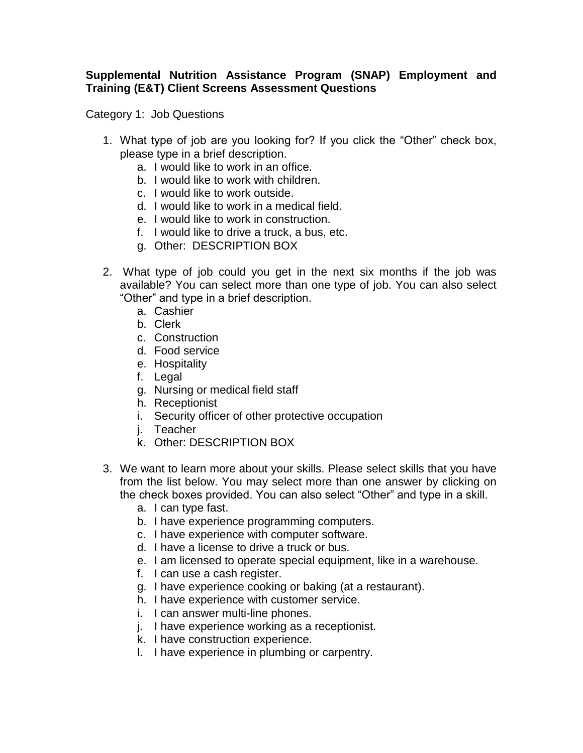**Supplemental Nutrition Assistance Program (SNAP) Employment and Training (E&T) Client Screens Assessment Questions**

Category 1: Job Questions

1. What type of job are you looking for? If you click the "Other" check box, please type in a brief description.
   a. I would like to work in an office.
   b. I would like to work with children.
   c. I would like to work outside.
   d. I would like to work in a medical field.
   e. I would like to work in construction.
   f. I would like to drive a truck, a bus, etc.
   g. Other: DESCRIPTION BOX

2. What type of job could you get in the next six months if the job was available? You can select more than one type of job. You can also select "Other" and type in a brief description.
   a. Cashier
   b. Clerk
   c. Construction
   d. Food service
   e. Hospitality
   f. Legal
   g. Nursing or medical field staff
   h. Receptionist
   i. Security officer of other protective occupation
   j. Teacher
   k. Other: DESCRIPTION BOX

3. We want to learn more about your skills. Please select skills that you have from the list below. You may select more than one answer by clicking on the check boxes provided. You can also select "Other" and type in a skill.
   a. I can type fast.
   b. I have experience programming computers.
   c. I have experience with computer software.
   d. I have a license to drive a truck or bus.
   e. I am licensed to operate special equipment, like in a warehouse.
   f. I can use a cash register.
   g. I have experience cooking or baking (at a restaurant).
   h. I have experience with customer service.
   i. I can answer multi-line phones.
   j. I have experience working as a receptionist.
   k. I have construction experience.
   l. I have experience in plumbing or carpentry.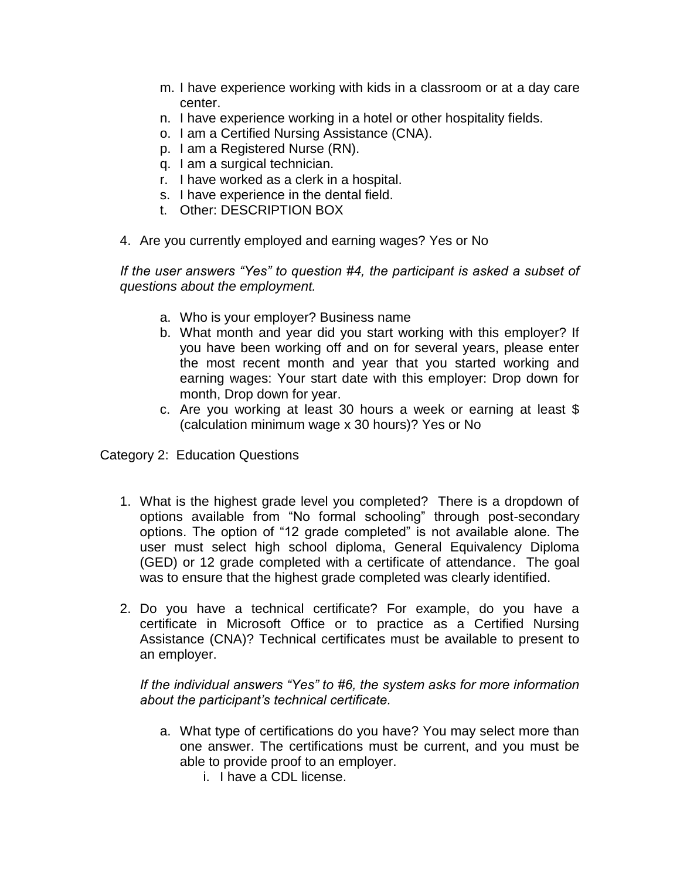m. I have experience working with kids in a classroom or at a day care center.
n. I have experience working in a hotel or other hospitality fields.
o. I am a Certified Nursing Assistance (CNA).
p. I am a Registered Nurse (RN).
q. I am a surgical technician.
r. I have worked as a clerk in a hospital.
s. I have experience in the dental field.
t. Other: DESCRIPTION BOX

4. Are you currently employed and earning wages? Yes or No

*If the user answers "Yes" to question #4, the participant is asked a subset of questions about the employment.*

a. Who is your employer? Business name
b. What month and year did you start working with this employer? If you have been working off and on for several years, please enter the most recent month and year that you started working and earning wages: Your start date with this employer: Drop down for month, Drop down for year.
c. Are you working at least 30 hours a week or earning at least $ (calculation minimum wage x 30 hours)? Yes or No

Category 2: Education Questions

1. What is the highest grade level you completed? There is a dropdown of options available from "No formal schooling" through post-secondary options. The option of "12 grade completed" is not available alone. The user must select high school diploma, General Equivalency Diploma (GED) or 12 grade completed with a certificate of attendance. The goal was to ensure that the highest grade completed was clearly identified.

2. Do you have a technical certificate? For example, do you have a certificate in Microsoft Office or to practice as a Certified Nursing Assistance (CNA)? Technical certificates must be available to present to an employer.

   *If the individual answers "Yes" to #6, the system asks for more information about the participant's technical certificate.*

   a. What type of certifications do you have? You may select more than one answer. The certifications must be current, and you must be able to provide proof to an employer.
      i. I have a CDL license.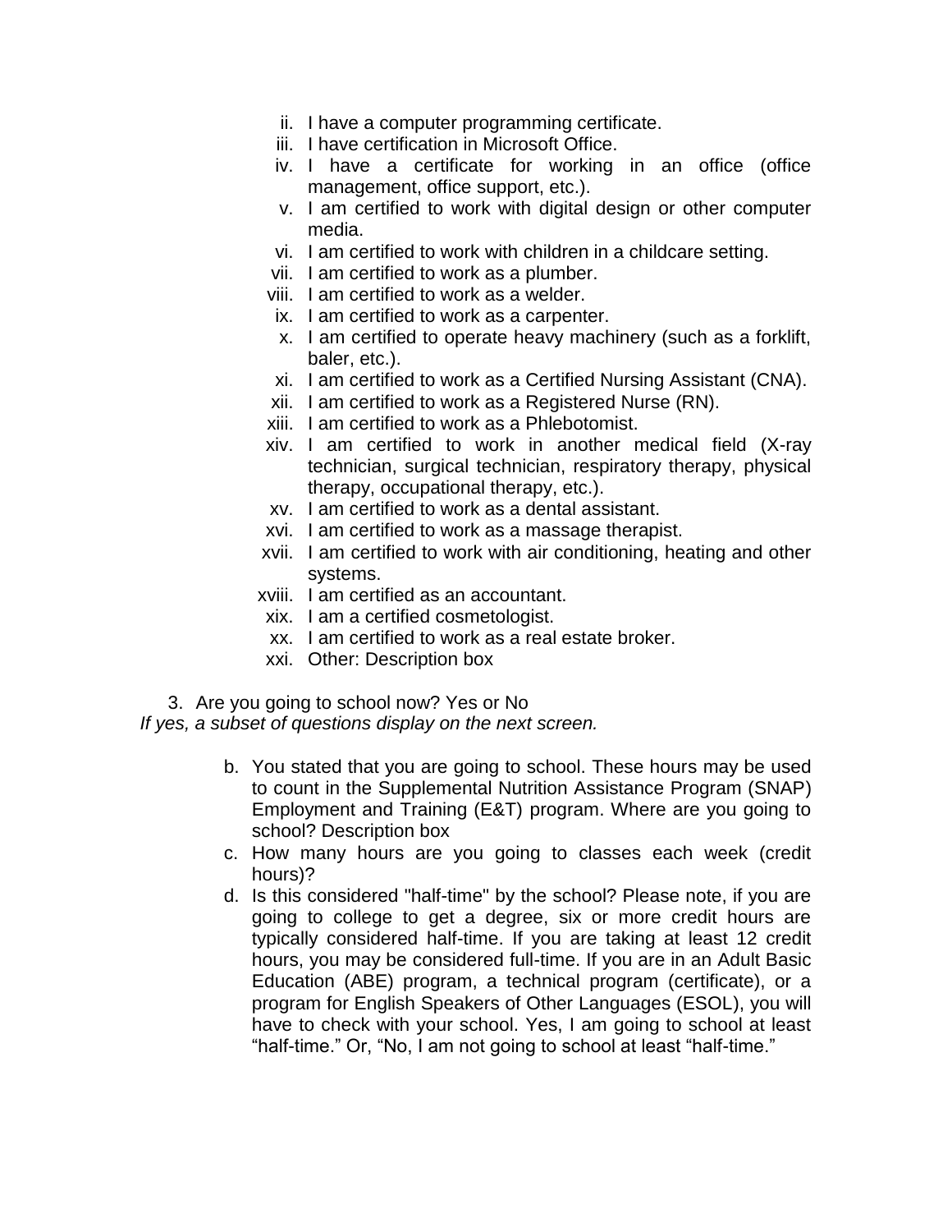ii. I have a computer programming certificate.
iii. I have certification in Microsoft Office.
iv. I have a certificate for working in an office (office management, office support, etc.).
v. I am certified to work with digital design or other computer media.
vi. I am certified to work with children in a childcare setting.
vii. I am certified to work as a plumber.
viii. I am certified to work as a welder.
ix. I am certified to work as a carpenter.
x. I am certified to operate heavy machinery (such as a forklift, baler, etc.).
xi. I am certified to work as a Certified Nursing Assistant (CNA).
xii. I am certified to work as a Registered Nurse (RN).
xiii. I am certified to work as a Phlebotomist.
xiv. I am certified to work in another medical field (X-ray technician, surgical technician, respiratory therapy, physical therapy, occupational therapy, etc.).
xv. I am certified to work as a dental assistant.
xvi. I am certified to work as a massage therapist.
xvii. I am certified to work with air conditioning, heating and other systems.
xviii. I am certified as an accountant.
xix. I am a certified cosmetologist.
xx. I am certified to work as a real estate broker.
xxi. Other: Description box

3. Are you going to school now? Yes or No

*If yes, a subset of questions display on the next screen.*

b. You stated that you are going to school. These hours may be used to count in the Supplemental Nutrition Assistance Program (SNAP) Employment and Training (E&T) program. Where are you going to school? Description box
c. How many hours are you going to classes each week (credit hours)?
d. Is this considered "half-time" by the school? Please note, if you are going to college to get a degree, six or more credit hours are typically considered half-time. If you are taking at least 12 credit hours, you may be considered full-time. If you are in an Adult Basic Education (ABE) program, a technical program (certificate), or a program for English Speakers of Other Languages (ESOL), you will have to check with your school. Yes, I am going to school at least "half-time." Or, "No, I am not going to school at least "half-time."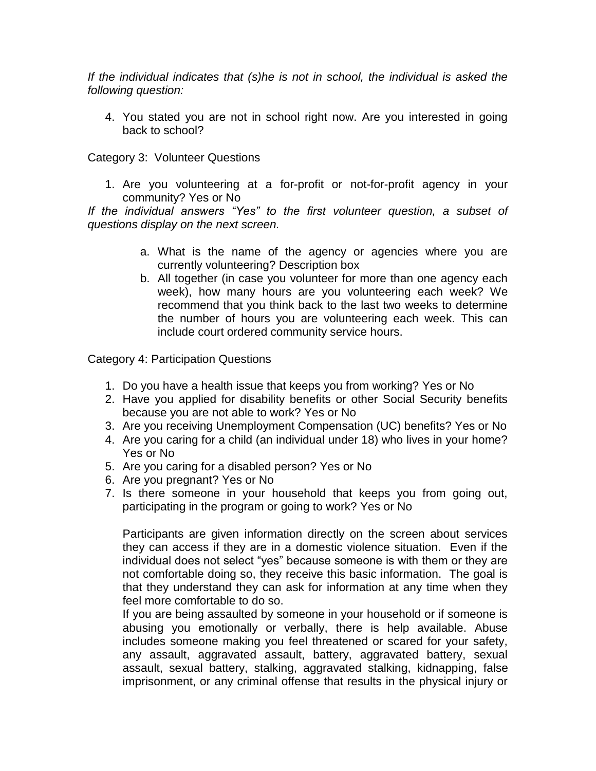*If the individual indicates that (s)he is not in school, the individual is asked the following question:*

4. You stated you are not in school right now. Are you interested in going back to school?

Category 3: Volunteer Questions

1. Are you volunteering at a for-profit or not-for-profit agency in your community? Yes or No

*If the individual answers "Yes" to the first volunteer question, a subset of questions display on the next screen.*

   a. What is the name of the agency or agencies where you are currently volunteering? Description box
   b. All together (in case you volunteer for more than one agency each week), how many hours are you volunteering each week? We recommend that you think back to the last two weeks to determine the number of hours you are volunteering each week. This can include court ordered community service hours.

Category 4: Participation Questions

1. Do you have a health issue that keeps you from working? Yes or No
2. Have you applied for disability benefits or other Social Security benefits because you are not able to work? Yes or No
3. Are you receiving Unemployment Compensation (UC) benefits? Yes or No
4. Are you caring for a child (an individual under 18) who lives in your home? Yes or No
5. Are you caring for a disabled person? Yes or No
6. Are you pregnant? Yes or No
7. Is there someone in your household that keeps you from going out, participating in the program or going to work? Yes or No

   Participants are given information directly on the screen about services they can access if they are in a domestic violence situation. Even if the individual does not select "yes" because someone is with them or they are not comfortable doing so, they receive this basic information. The goal is that they understand they can ask for information at any time when they feel more comfortable to do so.
   If you are being assaulted by someone in your household or if someone is abusing you emotionally or verbally, there is help available. Abuse includes someone making you feel threatened or scared for your safety, any assault, aggravated assault, battery, aggravated battery, sexual assault, sexual battery, stalking, aggravated stalking, kidnapping, false imprisonment, or any criminal offense that results in the physical injury or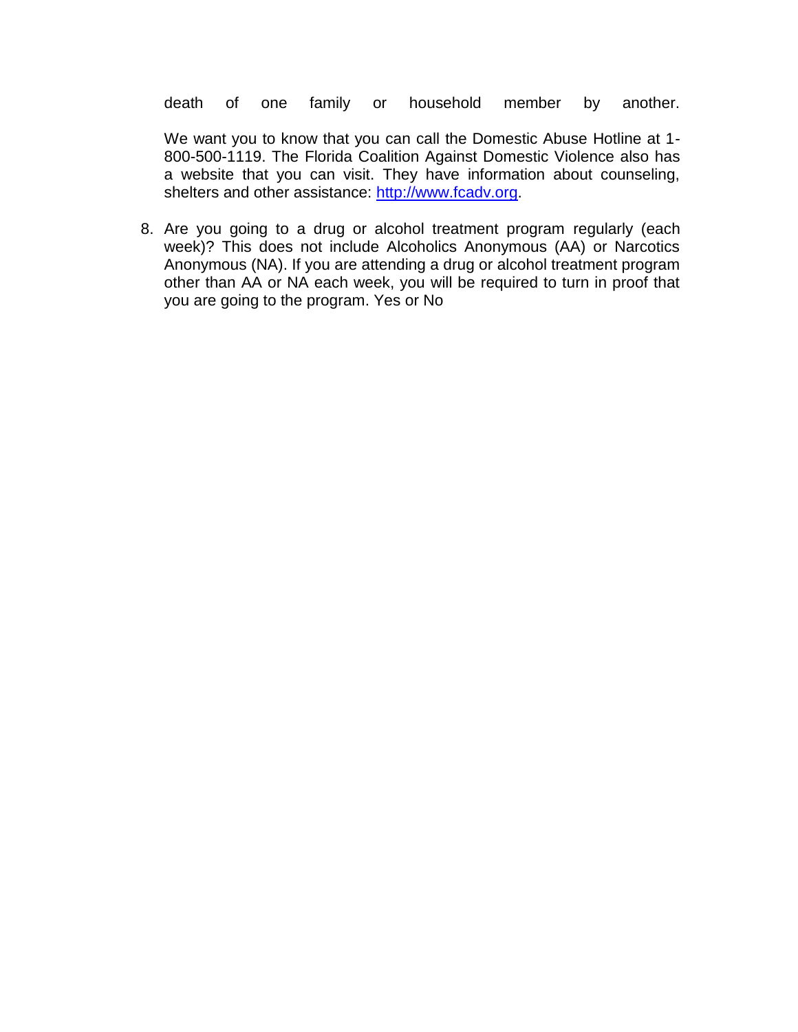death of one family or household member by another.

We want you to know that you can call the Domestic Abuse Hotline at 1-800-500-1119. The Florida Coalition Against Domestic Violence also has a website that you can visit. They have information about counseling, shelters and other assistance: http://www.fcadv.org.

8. Are you going to a drug or alcohol treatment program regularly (each week)? This does not include Alcoholics Anonymous (AA) or Narcotics Anonymous (NA). If you are attending a drug or alcohol treatment program other than AA or NA each week, you will be required to turn in proof that you are going to the program. Yes or No